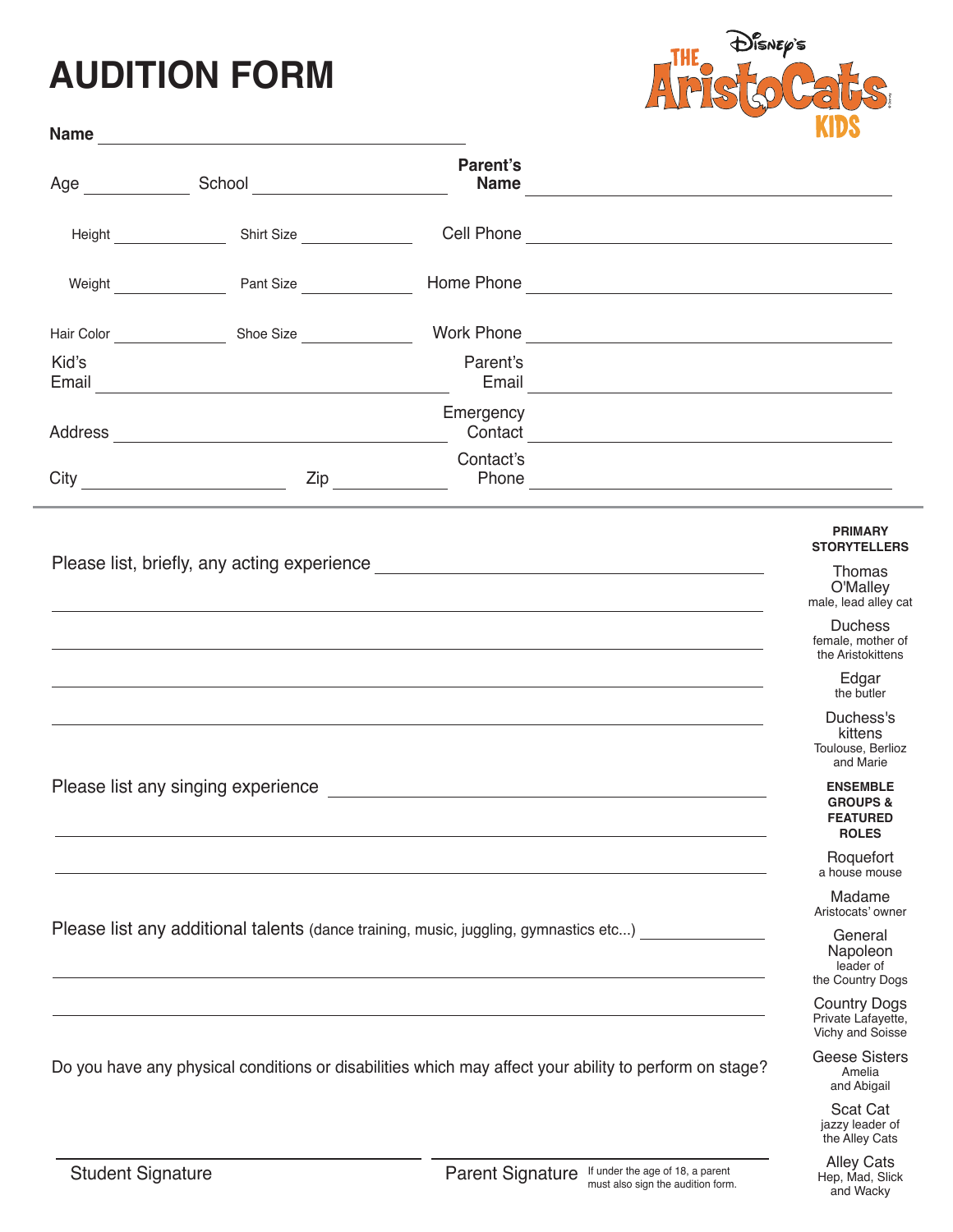# AUDITION FORM

Disney's THE AristoCats KIDS

**Name** ______________________________

Age __________ School ____________________ **Parent's Name** ______________________________

Height __________ Shirt Size __________ Cell Phone ______________________________

Weight __________ Pant Size __________ Home Phone ______________________________

Hair Color __________ Shoe Size __________ Work Phone ______________________________

Kid's Email ______________________________ Parent's Email ______________________________

Address ______________________________ Emergency Contact ______________________________

City ____________________ Zip __________ Contact's Phone ______________________________

---

Please list, briefly, any acting experience ______________________________

______________________________

______________________________

______________________________

______________________________

Please list any singing experience ______________________________

______________________________

______________________________

Please list any additional talents (dance training, music, juggling, gymnastics etc...) __________

______________________________

______________________________

Do you have any physical conditions or disabilities which may affect your ability to perform on stage?

______________________________ Student Signature

______________________________ Parent Signature If under the age of 18, a parent must also sign the audition form.

**PRIMARY STORYTELLERS**

Thomas O'Malley
male, lead alley cat

Duchess
female, mother of the Aristokittens

Edgar
the butler

Duchess's kittens
Toulouse, Berlioz and Marie

**ENSEMBLE GROUPS & FEATURED ROLES**

Roquefort
a house mouse

Madame
Aristocats' owner

General Napoleon
leader of the Country Dogs

Country Dogs
Private Lafayette, Vichy and Soisse

Geese Sisters
Amelia and Abigail

Scat Cat
jazzy leader of the Alley Cats

Alley Cats
Hep, Mad, Slick and Wacky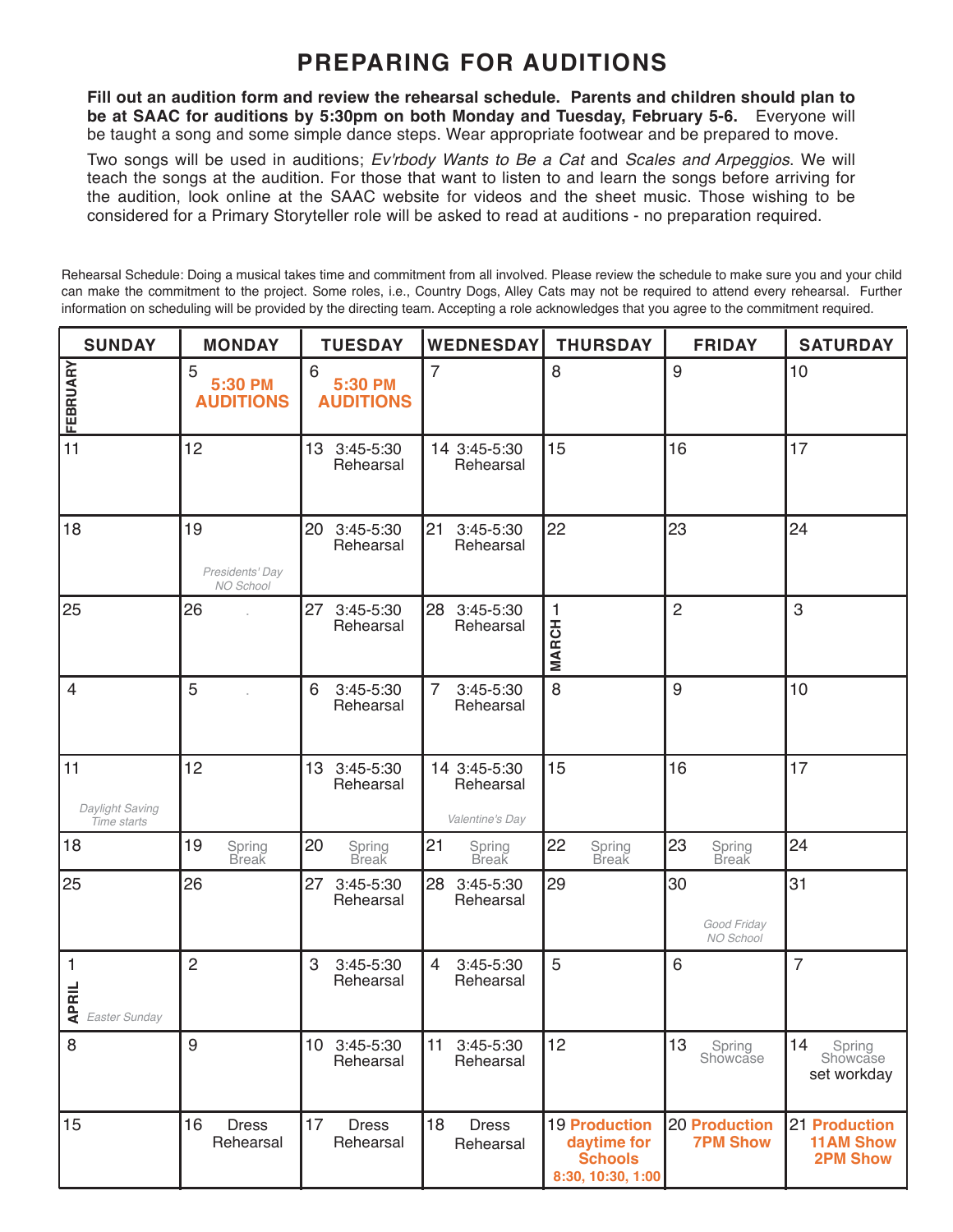# PREPARING FOR AUDITIONS

**Fill out an audition form and review the rehearsal schedule. Parents and children should plan to be at SAAC for auditions by 5:30pm on both Monday and Tuesday, February 5-6.** Everyone will be taught a song and some simple dance steps. Wear appropriate footwear and be prepared to move.

Two songs will be used in auditions; *Ev'rbody Wants to Be a Cat* and *Scales and Arpeggios*. We will teach the songs at the audition. For those that want to listen to and learn the songs before arriving for the audition, look online at the SAAC website for videos and the sheet music. Those wishing to be considered for a Primary Storyteller role will be asked to read at auditions - no preparation required.

Rehearsal Schedule: Doing a musical takes time and commitment from all involved. Please review the schedule to make sure you and your child can make the commitment to the project. Some roles, i.e., Country Dogs, Alley Cats may not be required to attend every rehearsal. Further information on scheduling will be provided by the directing team. Accepting a role acknowledges that you agree to the commitment required.

| SUNDAY | MONDAY | TUESDAY | WEDNESDAY | THURSDAY | FRIDAY | SATURDAY |
|---|---|---|---|---|---|---|
| FEBRUARY | 5 **5:30 PM AUDITIONS** | 6 **5:30 PM AUDITIONS** | 7 | 8 | 9 | 10 |
| 11 | 12 | 13 3:45-5:30 Rehearsal | 14 3:45-5:30 Rehearsal | 15 | 16 | 17 |
| 18 | 19 *Presidents' Day NO School* | 20 3:45-5:30 Rehearsal | 21 3:45-5:30 Rehearsal | 22 | 23 | 24 |
| 25 | 26 | 27 3:45-5:30 Rehearsal | 28 3:45-5:30 Rehearsal | 1 MARCH | 2 | 3 |
| 4 | 5 | 6 3:45-5:30 Rehearsal | 7 3:45-5:30 Rehearsal | 8 | 9 | 10 |
| 11 *Daylight Saving Time starts* | 12 | 13 3:45-5:30 Rehearsal | 14 3:45-5:30 Rehearsal *Valentine's Day* | 15 | 16 | 17 |
| 18 | 19 Spring Break | 20 Spring Break | 21 Spring Break | 22 Spring Break | 23 Spring Break | 24 |
| 25 | 26 | 27 3:45-5:30 Rehearsal | 28 3:45-5:30 Rehearsal | 29 | 30 *Good Friday NO School* | 31 |
| 1 APRIL *Easter Sunday* | 2 | 3 3:45-5:30 Rehearsal | 4 3:45-5:30 Rehearsal | 5 | 6 | 7 |
| 8 | 9 | 10 3:45-5:30 Rehearsal | 11 3:45-5:30 Rehearsal | 12 | 13 Spring Showcase | 14 Spring Showcase set workday |
| 15 | 16 Dress Rehearsal | 17 Dress Rehearsal | 18 Dress Rehearsal | 19 **Production daytime for Schools 8:30, 10:30, 1:00** | 20 **Production 7PM Show** | 21 **Production 11AM Show 2PM Show** |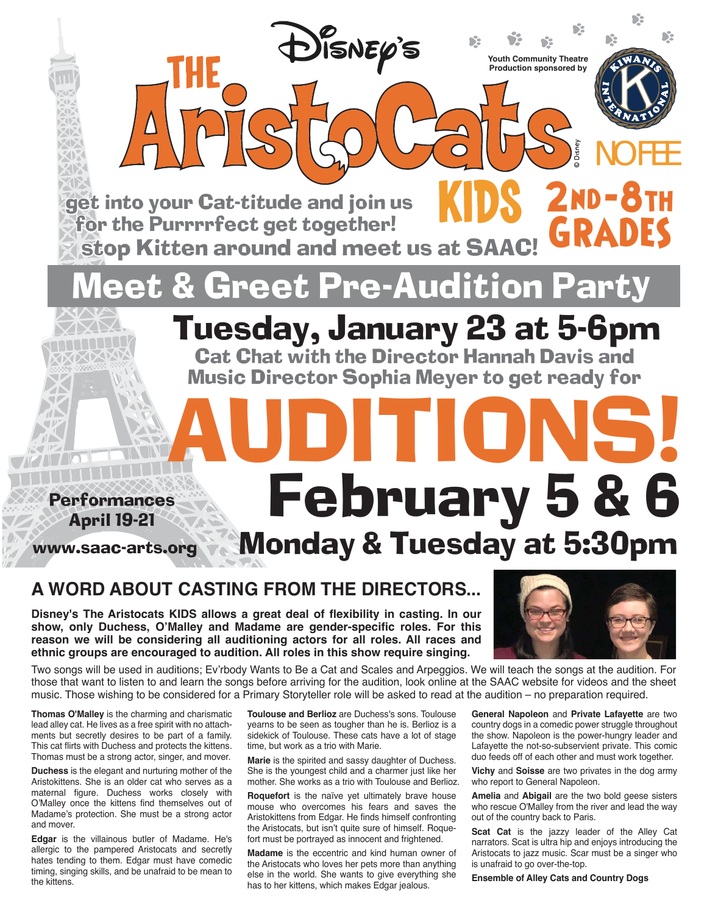Disney's

# THE AristoCats KIDS

Youth Community Theatre Production sponsored by

© Disney

NO FEE

2ND-8TH GRADES

get into your Cat-titude and join us for the Purrrrfect get together! stop Kitten around and meet us at SAAC!

## Meet & Greet Pre-Audition Party

## Tuesday, January 23 at 5-6pm

Cat Chat with the Director Hannah Davis and Music Director Sophia Meyer to get ready for

# AUDITIONS!

# February 5 & 6

## Monday & Tuesday at 5:30pm

**Performances April 19-21**

**www.saac-arts.org**

## A WORD ABOUT CASTING FROM THE DIRECTORS...

**Disney's The Aristocats KIDS allows a great deal of flexibility in casting. In our show, only Duchess, O'Malley and Madame are gender-specific roles. For this reason we will be considering all auditioning actors for all roles. All races and ethnic groups are encouraged to audition. All roles in this show require singing.**

Two songs will be used in auditions; Ev'rbody Wants to Be a Cat and Scales and Arpeggios. We will teach the songs at the audition. For those that want to listen to and learn the songs before arriving for the audition, look online at the SAAC website for videos and the sheet music. Those wishing to be considered for a Primary Storyteller role will be asked to read at the audition – no preparation required.

**Thomas O'Malley** is the charming and charismatic lead alley cat. He lives as a free spirit with no attachments but secretly desires to be part of a family. This cat flirts with Duchess and protects the kittens. Thomas must be a strong actor, singer, and mover.

**Duchess** is the elegant and nurturing mother of the Aristokittens. She is an older cat who serves as a maternal figure. Duchess works closely with O'Malley once the kittens find themselves out of Madame's protection. She must be a strong actor and mover.

**Edgar** is the villainous butler of Madame. He's allergic to the pampered Aristocats and secretly hates tending to them. Edgar must have comedic timing, singing skills, and be unafraid to be mean to the kittens.

**Toulouse and Berlioz** are Duchess's sons. Toulouse yearns to be seen as tougher than he is. Berlioz is a sidekick of Toulouse. These cats have a lot of stage time, but work as a trio with Marie.

**Marie** is the spirited and sassy daughter of Duchess. She is the youngest child and a charmer just like her mother. She works as a trio with Toulouse and Berlioz.

**Roquefort** is the naïve yet ultimately brave house mouse who overcomes his fears and saves the Aristokittens from Edgar. He finds himself confronting the Aristocats, but isn't quite sure of himself. Roquefort must be portrayed as innocent and frightened.

**Madame** is the eccentric and kind human owner of the Aristocats who loves her pets more than anything else in the world. She wants to give everything she has to her kittens, which makes Edgar jealous.

**General Napoleon** and **Private Lafayette** are two country dogs in a comedic power struggle throughout the show. Napoleon is the power-hungry leader and Lafayette the not-so-subservient private. This comic duo feeds off of each other and must work together.

**Vichy** and **Soisse** are two privates in the dog army who report to General Napoleon.

**Amelia** and **Abigail** are the two bold geese sisters who rescue O'Malley from the river and lead the way out of the country back to Paris.

**Scat Cat** is the jazzy leader of the Alley Cat narrators. Scat is ultra hip and enjoys introducing the Aristocats to jazz music. Scar must be a singer who is unafraid to go over-the-top.

**Ensemble of Alley Cats and Country Dogs**